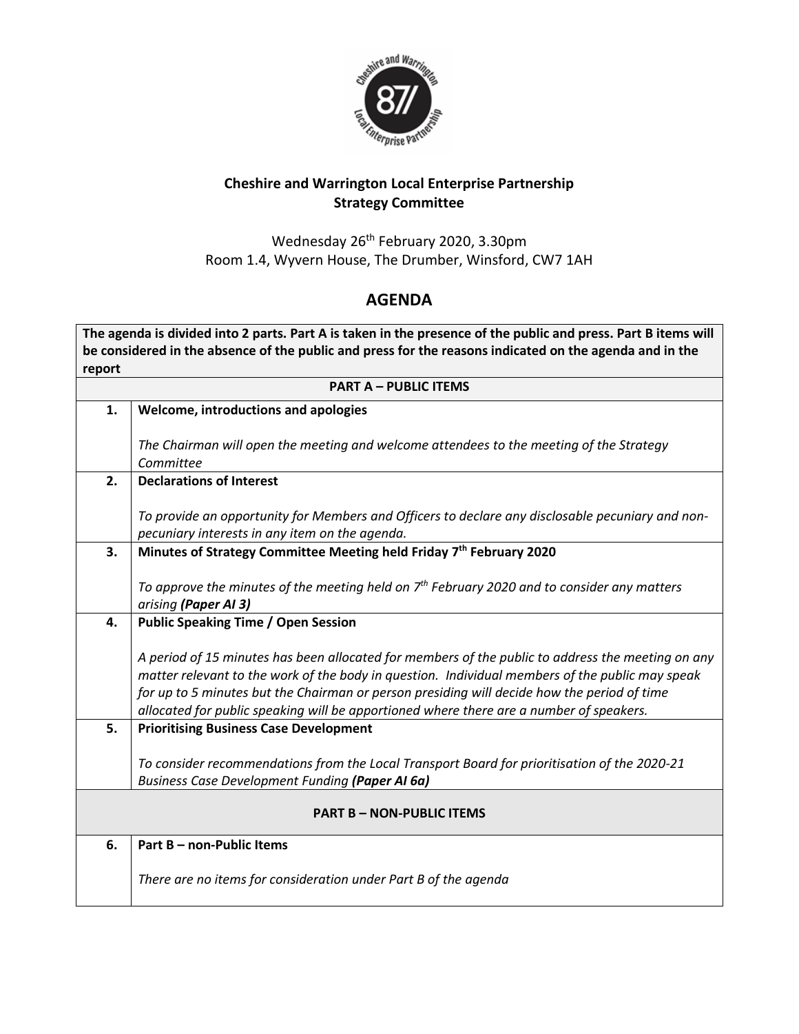**Cheshire and Warrington Local Enterprise Partnership**
**Strategy Committee**

Wednesday 26th February 2020, 3.30pm
Room 1.4, Wyvern House, The Drumber, Winsford, CW7 1AH

# AGENDA

| **The agenda is divided into 2 parts. Part A is taken in the presence of the public and press. Part B items will be considered in the absence of the public and press for the reasons indicated on the agenda and in the report** | |
|---|---|
| **PART A – PUBLIC ITEMS** | |
| **1.** | **Welcome, introductions and apologies**<br><br>*The Chairman will open the meeting and welcome attendees to the meeting of the Strategy Committee* |
| **2.** | **Declarations of Interest**<br><br>*To provide an opportunity for Members and Officers to declare any disclosable pecuniary and non-pecuniary interests in any item on the agenda.* |
| **3.** | **Minutes of Strategy Committee Meeting held Friday 7th February 2020**<br><br>*To approve the minutes of the meeting held on 7th February 2020 and to consider any matters arising* ***(Paper AI 3)*** |
| **4.** | **Public Speaking Time / Open Session**<br><br>*A period of 15 minutes has been allocated for members of the public to address the meeting on any matter relevant to the work of the body in question. Individual members of the public may speak for up to 5 minutes but the Chairman or person presiding will decide how the period of time allocated for public speaking will be apportioned where there are a number of speakers.* |
| **5.** | **Prioritising Business Case Development**<br><br>*To consider recommendations from the Local Transport Board for prioritisation of the 2020-21 Business Case Development Funding* ***(Paper AI 6a)*** |
| **PART B – NON-PUBLIC ITEMS** | |
| **6.** | **Part B – non-Public Items**<br><br>*There are no items for consideration under Part B of the agenda* |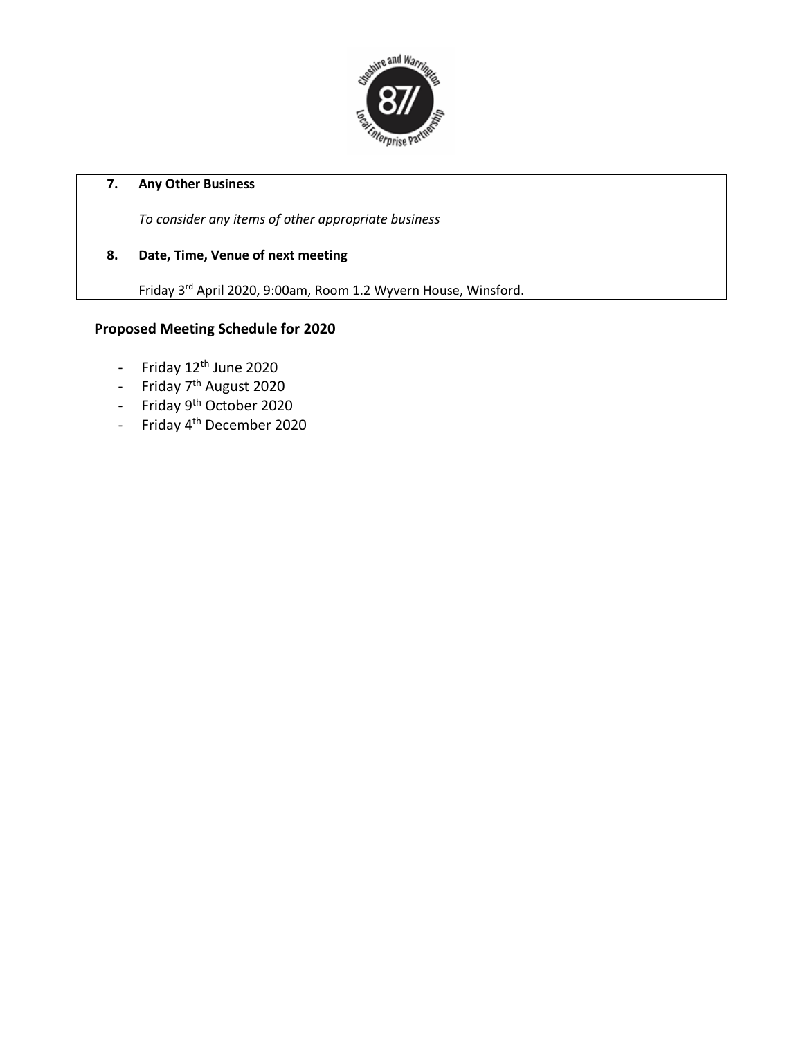| | |
|---|---|
| **7.** | **Any Other Business**<br><br>*To consider any items of other appropriate business* |
| **8.** | **Date, Time, Venue of next meeting**<br><br>Friday 3rd April 2020, 9:00am, Room 1.2 Wyvern House, Winsford. |

**Proposed Meeting Schedule for 2020**

- Friday 12th June 2020
- Friday 7th August 2020
- Friday 9th October 2020
- Friday 4th December 2020